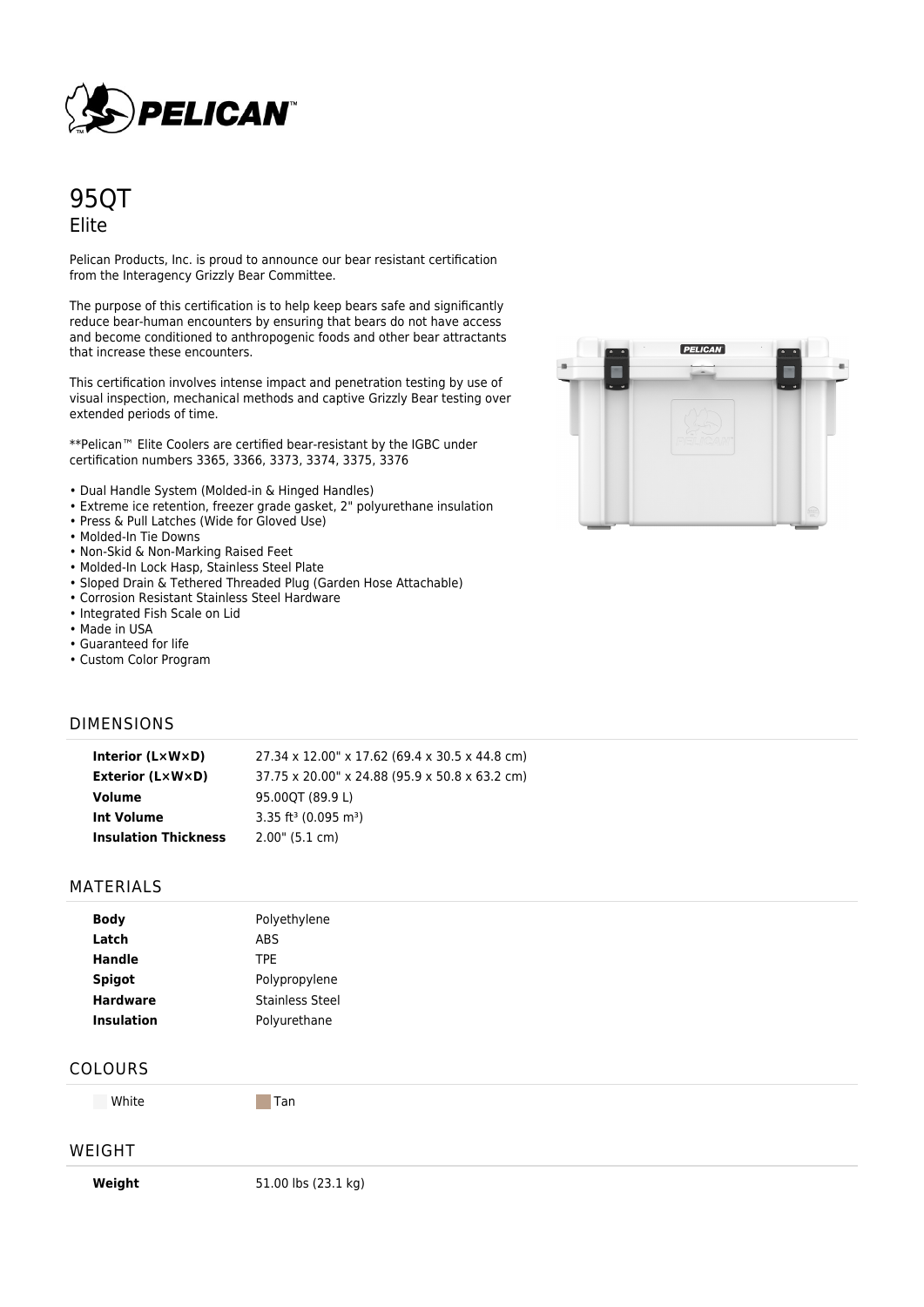# 95QT

## Elite

Pelican Products, Inc. is proud to announce our bear resistant certification from the Interagency Grizzly Bear Committee.

The purpose of this certification is to help keep bears safe and significantly reduce bear-human encounters by ensuring that bears do not have access and become conditioned to anthropogenic foods and other bear attractants that increase these encounters.

This certification involves intense impact and penetration testing by use of visual inspection, mechanical methods and captive Grizzly Bear testing over extended periods of time.

**Pelican™ Elite Coolers are certified bear-resistant by the IGBC under certification numbers 3365, 3366, 3373, 3374, 3375, 3376

- Dual Handle System (Molded-in & Hinged Handles)
- Extreme ice retention, freezer grade gasket, 2" polyurethane insulation
- Press & Pull Latches (Wide for Gloved Use)
- Molded-In Tie Downs
- Non-Skid & Non-Marking Raised Feet
- Molded-In Lock Hasp, Stainless Steel Plate
- Sloped Drain & Tethered Threaded Plug (Garden Hose Attachable)
- Corrosion Resistant Stainless Steel Hardware
- Integrated Fish Scale on Lid
- Made in USA
- Guaranteed for life
- Custom Color Program

## DIMENSIONS

| | |
|---|---|
| **Interior (L×W×D)** | 27.34 x 12.00" x 17.62 (69.4 x 30.5 x 44.8 cm) |
| **Exterior (L×W×D)** | 37.75 x 20.00" x 24.88 (95.9 x 50.8 x 63.2 cm) |
| **Volume** | 95.00QT (89.9 L) |
| **Int Volume** | 3.35 ft³ (0.095 m³) |
| **Insulation Thickness** | 2.00" (5.1 cm) |

## MATERIALS

| | |
|---|---|
| **Body** | Polyethylene |
| **Latch** | ABS |
| **Handle** | TPE |
| **Spigot** | Polypropylene |
| **Hardware** | Stainless Steel |
| **Insulation** | Polyurethane |

## COLOURS

White Tan

## WEIGHT

| | |
|---|---|
| **Weight** | 51.00 lbs (23.1 kg) |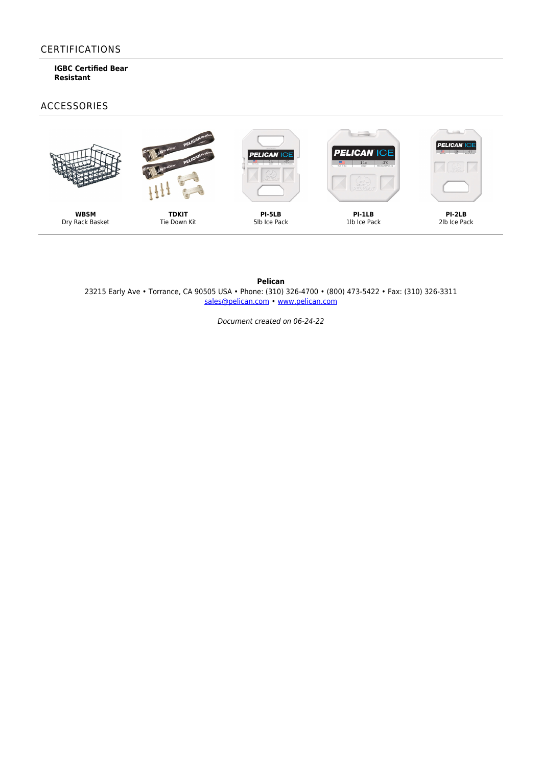## CERTIFICATIONS

**IGBC Certified Bear Resistant**

## ACCESSORIES

**WBSM**
Dry Rack Basket

**TDKIT**
Tie Down Kit

**PI-5LB**
5lb Ice Pack

**PI-1LB**
1lb Ice Pack

**PI-2LB**
2lb Ice Pack

**Pelican**
23215 Early Ave • Torrance, CA 90505 USA • Phone: (310) 326-4700 • (800) 473-5422 • Fax: (310) 326-3311
sales@pelican.com • www.pelican.com

*Document created on 06-24-22*